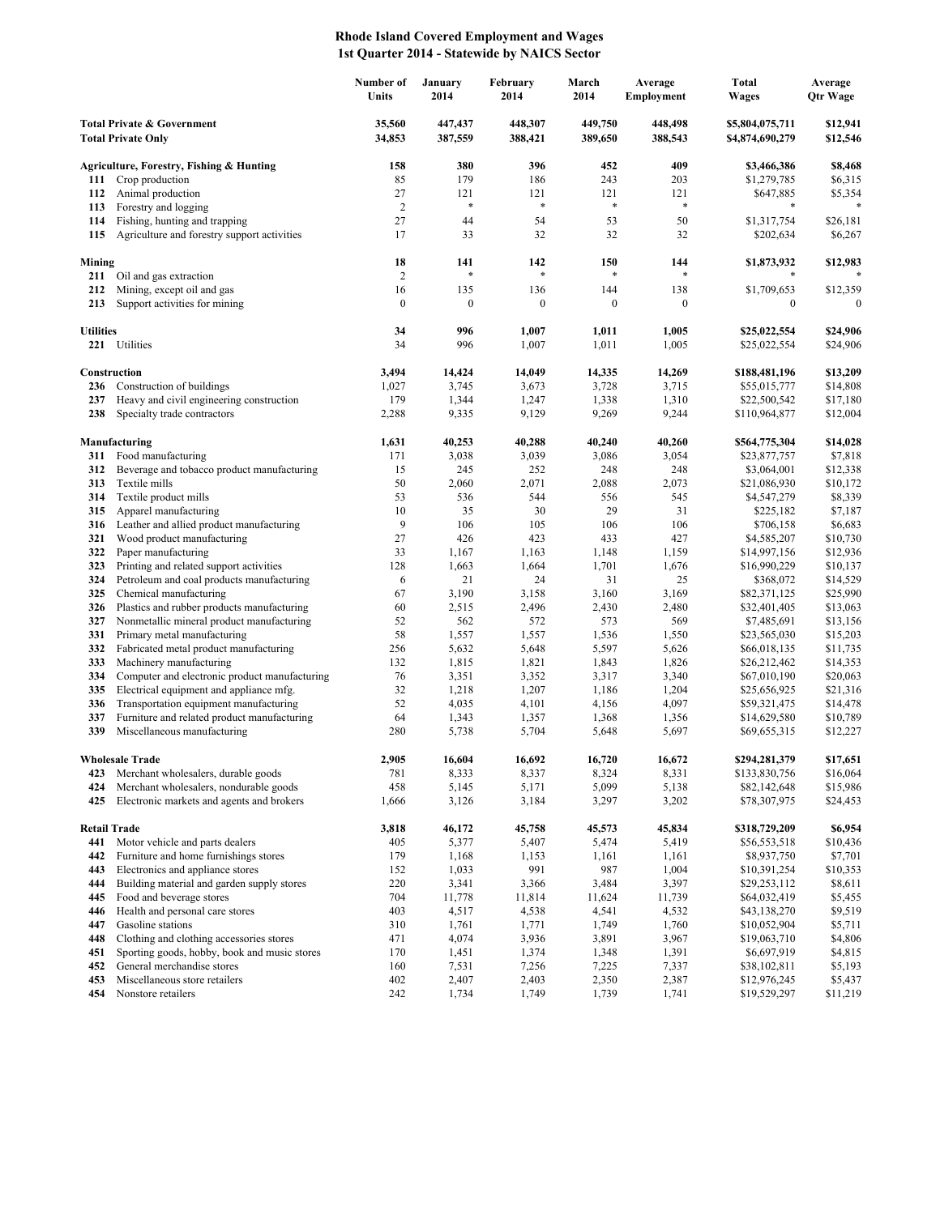# Rhode Island Covered Employment and Wages
## 1st Quarter 2014 - Statewide by NAICS Sector

| | | Number of Units | January 2014 | February 2014 | March 2014 | Average Employment | Total Wages | Average Qtr Wage |
|---|---|---|---|---|---|---|---|---|
| **Total Private & Government** | | **35,560** | **447,437** | **448,307** | **449,750** | **448,498** | **$5,804,075,711** | **$12,941** |
| **Total Private Only** | | **34,853** | **387,559** | **388,421** | **389,650** | **388,543** | **$4,874,690,279** | **$12,546** |
| **Agriculture, Forestry, Fishing & Hunting** | | **158** | **380** | **396** | **452** | **409** | **$3,466,386** | **$8,468** |
| 111 | Crop production | 85 | 179 | 186 | 243 | 203 | $1,279,785 | $6,315 |
| 112 | Animal production | 27 | 121 | 121 | 121 | 121 | $647,885 | $5,354 |
| 113 | Forestry and logging | 2 | * | * | * | * | * | * |
| 114 | Fishing, hunting and trapping | 27 | 44 | 54 | 53 | 50 | $1,317,754 | $26,181 |
| 115 | Agriculture and forestry support activities | 17 | 33 | 32 | 32 | 32 | $202,634 | $6,267 |
| **Mining** | | **18** | **141** | **142** | **150** | **144** | **$1,873,932** | **$12,983** |
| 211 | Oil and gas extraction | 2 | * | * | * | * | * | * |
| 212 | Mining, except oil and gas | 16 | 135 | 136 | 144 | 138 | $1,709,653 | $12,359 |
| 213 | Support activities for mining | 0 | 0 | 0 | 0 | 0 | 0 | 0 |
| **Utilities** | | **34** | **996** | **1,007** | **1,011** | **1,005** | **$25,022,554** | **$24,906** |
| 221 | Utilities | 34 | 996 | 1,007 | 1,011 | 1,005 | $25,022,554 | $24,906 |
| **Construction** | | **3,494** | **14,424** | **14,049** | **14,335** | **14,269** | **$188,481,196** | **$13,209** |
| 236 | Construction of buildings | 1,027 | 3,745 | 3,673 | 3,728 | 3,715 | $55,015,777 | $14,808 |
| 237 | Heavy and civil engineering construction | 179 | 1,344 | 1,247 | 1,338 | 1,310 | $22,500,542 | $17,180 |
| 238 | Specialty trade contractors | 2,288 | 9,335 | 9,129 | 9,269 | 9,244 | $110,964,877 | $12,004 |
| **Manufacturing** | | **1,631** | **40,253** | **40,288** | **40,240** | **40,260** | **$564,775,304** | **$14,028** |
| 311 | Food manufacturing | 171 | 3,038 | 3,039 | 3,086 | 3,054 | $23,877,757 | $7,818 |
| 312 | Beverage and tobacco product manufacturing | 15 | 245 | 252 | 248 | 248 | $3,064,001 | $12,338 |
| 313 | Textile mills | 50 | 2,060 | 2,071 | 2,088 | 2,073 | $21,086,930 | $10,172 |
| 314 | Textile product mills | 53 | 536 | 544 | 556 | 545 | $4,547,279 | $8,339 |
| 315 | Apparel manufacturing | 10 | 35 | 30 | 29 | 31 | $225,182 | $7,187 |
| 316 | Leather and allied product manufacturing | 9 | 106 | 105 | 106 | 106 | $706,158 | $6,683 |
| 321 | Wood product manufacturing | 27 | 426 | 423 | 433 | 427 | $4,585,207 | $10,730 |
| 322 | Paper manufacturing | 33 | 1,167 | 1,163 | 1,148 | 1,159 | $14,997,156 | $12,936 |
| 323 | Printing and related support activities | 128 | 1,663 | 1,664 | 1,701 | 1,676 | $16,990,229 | $10,137 |
| 324 | Petroleum and coal products manufacturing | 6 | 21 | 24 | 31 | 25 | $368,072 | $14,529 |
| 325 | Chemical manufacturing | 67 | 3,190 | 3,158 | 3,160 | 3,169 | $82,371,125 | $25,990 |
| 326 | Plastics and rubber products manufacturing | 60 | 2,515 | 2,496 | 2,430 | 2,480 | $32,401,405 | $13,063 |
| 327 | Nonmetallic mineral product manufacturing | 52 | 562 | 572 | 573 | 569 | $7,485,691 | $13,156 |
| 331 | Primary metal manufacturing | 58 | 1,557 | 1,557 | 1,536 | 1,550 | $23,565,030 | $15,203 |
| 332 | Fabricated metal product manufacturing | 256 | 5,632 | 5,648 | 5,597 | 5,626 | $66,018,135 | $11,735 |
| 333 | Machinery manufacturing | 132 | 1,815 | 1,821 | 1,843 | 1,826 | $26,212,462 | $14,353 |
| 334 | Computer and electronic product manufacturing | 76 | 3,351 | 3,352 | 3,317 | 3,340 | $67,010,190 | $20,063 |
| 335 | Electrical equipment and appliance mfg. | 32 | 1,218 | 1,207 | 1,186 | 1,204 | $25,656,925 | $21,316 |
| 336 | Transportation equipment manufacturing | 52 | 4,035 | 4,101 | 4,156 | 4,097 | $59,321,475 | $14,478 |
| 337 | Furniture and related product manufacturing | 64 | 1,343 | 1,357 | 1,368 | 1,356 | $14,629,580 | $10,789 |
| 339 | Miscellaneous manufacturing | 280 | 5,738 | 5,704 | 5,648 | 5,697 | $69,655,315 | $12,227 |
| **Wholesale Trade** | | **2,905** | **16,604** | **16,692** | **16,720** | **16,672** | **$294,281,379** | **$17,651** |
| 423 | Merchant wholesalers, durable goods | 781 | 8,333 | 8,337 | 8,324 | 8,331 | $133,830,756 | $16,064 |
| 424 | Merchant wholesalers, nondurable goods | 458 | 5,145 | 5,171 | 5,099 | 5,138 | $82,142,648 | $15,986 |
| 425 | Electronic markets and agents and brokers | 1,666 | 3,126 | 3,184 | 3,297 | 3,202 | $78,307,975 | $24,453 |
| **Retail Trade** | | **3,818** | **46,172** | **45,758** | **45,573** | **45,834** | **$318,729,209** | **$6,954** |
| 441 | Motor vehicle and parts dealers | 405 | 5,377 | 5,407 | 5,474 | 5,419 | $56,553,518 | $10,436 |
| 442 | Furniture and home furnishings stores | 179 | 1,168 | 1,153 | 1,161 | 1,161 | $8,937,750 | $7,701 |
| 443 | Electronics and appliance stores | 152 | 1,033 | 991 | 987 | 1,004 | $10,391,254 | $10,353 |
| 444 | Building material and garden supply stores | 220 | 3,341 | 3,366 | 3,484 | 3,397 | $29,253,112 | $8,611 |
| 445 | Food and beverage stores | 704 | 11,778 | 11,814 | 11,624 | 11,739 | $64,032,419 | $5,455 |
| 446 | Health and personal care stores | 403 | 4,517 | 4,538 | 4,541 | 4,532 | $43,138,270 | $9,519 |
| 447 | Gasoline stations | 310 | 1,761 | 1,771 | 1,749 | 1,760 | $10,052,904 | $5,711 |
| 448 | Clothing and clothing accessories stores | 471 | 4,074 | 3,936 | 3,891 | 3,967 | $19,063,710 | $4,806 |
| 451 | Sporting goods, hobby, book and music stores | 170 | 1,451 | 1,374 | 1,348 | 1,391 | $6,697,919 | $4,815 |
| 452 | General merchandise stores | 160 | 7,531 | 7,256 | 7,225 | 7,337 | $38,102,811 | $5,193 |
| 453 | Miscellaneous store retailers | 402 | 2,407 | 2,403 | 2,350 | 2,387 | $12,976,245 | $5,437 |
| 454 | Nonstore retailers | 242 | 1,734 | 1,749 | 1,739 | 1,741 | $19,529,297 | $11,219 |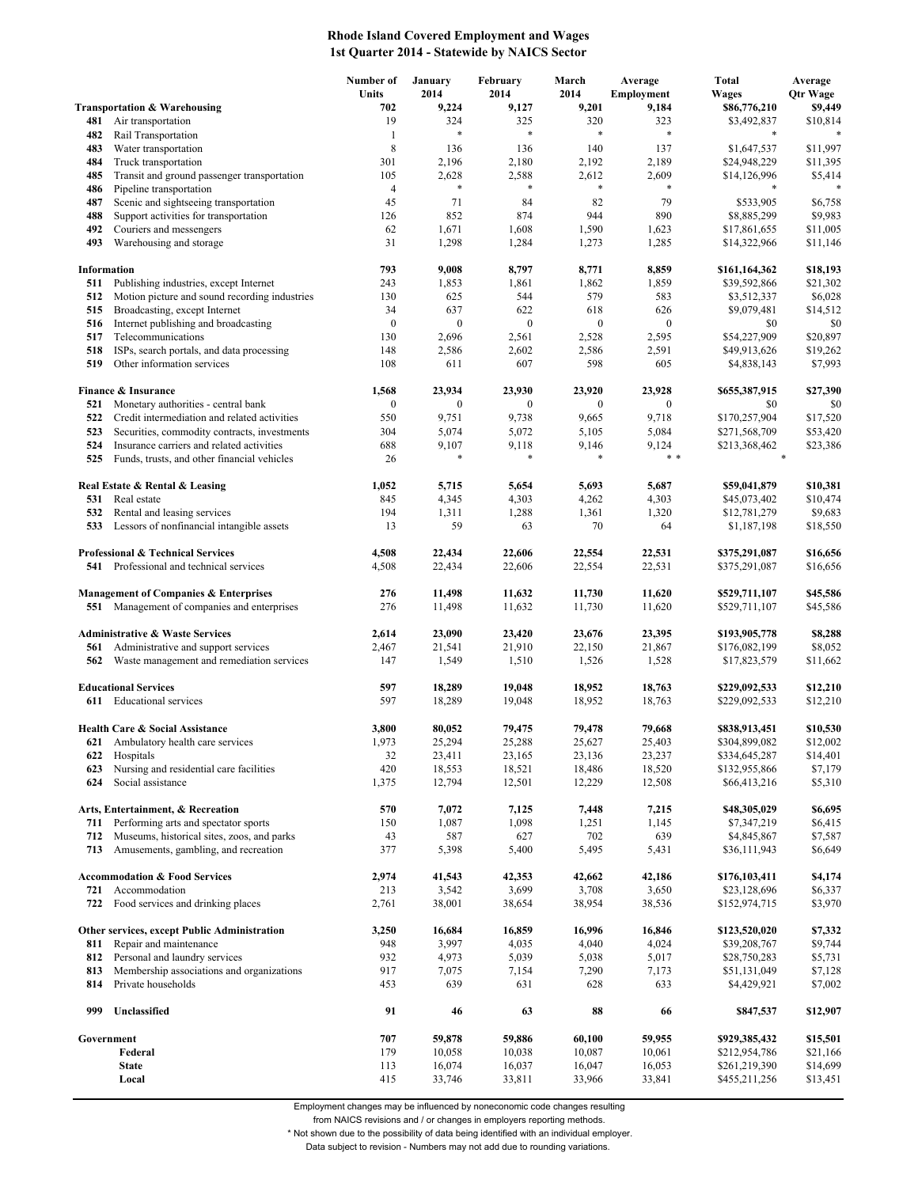# Rhode Island Covered Employment and Wages
## 1st Quarter 2014 - Statewide by NAICS Sector

| | | Number of Units | January 2014 | February 2014 | March 2014 | Average Employment | Total Wages | Average Qtr Wage |
|---|---|---|---|---|---|---|---|---|
| **Transportation & Warehousing** | | **702** | **9,224** | **9,127** | **9,201** | **9,184** | **$86,776,210** | **$9,449** |
| **481** | Air transportation | 19 | 324 | 325 | 320 | 323 | $3,492,837 | $10,814 |
| **482** | Rail Transportation | 1 | * | * | * | * | * | * |
| **483** | Water transportation | 8 | 136 | 136 | 140 | 137 | $1,647,537 | $11,997 |
| **484** | Truck transportation | 301 | 2,196 | 2,180 | 2,192 | 2,189 | $24,948,229 | $11,395 |
| **485** | Transit and ground passenger transportation | 105 | 2,628 | 2,588 | 2,612 | 2,609 | $14,126,996 | $5,414 |
| **486** | Pipeline transportation | 4 | * | * | * | * | * | * |
| **487** | Scenic and sightseeing transportation | 45 | 71 | 84 | 82 | 79 | $533,905 | $6,758 |
| **488** | Support activities for transportation | 126 | 852 | 874 | 944 | 890 | $8,885,299 | $9,983 |
| **492** | Couriers and messengers | 62 | 1,671 | 1,608 | 1,590 | 1,623 | $17,861,655 | $11,005 |
| **493** | Warehousing and storage | 31 | 1,298 | 1,284 | 1,273 | 1,285 | $14,322,966 | $11,146 |
| **Information** | | **793** | **9,008** | **8,797** | **8,771** | **8,859** | **$161,164,362** | **$18,193** |
| **511** | Publishing industries, except Internet | 243 | 1,853 | 1,861 | 1,862 | 1,859 | $39,592,866 | $21,302 |
| **512** | Motion picture and sound recording industries | 130 | 625 | 544 | 579 | 583 | $3,512,337 | $6,028 |
| **515** | Broadcasting, except Internet | 34 | 637 | 622 | 618 | 626 | $9,079,481 | $14,512 |
| **516** | Internet publishing and broadcasting | 0 | 0 | 0 | 0 | 0 | $0 | $0 |
| **517** | Telecommunications | 130 | 2,696 | 2,561 | 2,528 | 2,595 | $54,227,909 | $20,897 |
| **518** | ISPs, search portals, and data processing | 148 | 2,586 | 2,602 | 2,586 | 2,591 | $49,913,626 | $19,262 |
| **519** | Other information services | 108 | 611 | 607 | 598 | 605 | $4,838,143 | $7,993 |
| **Finance & Insurance** | | **1,568** | **23,934** | **23,930** | **23,920** | **23,928** | **$655,387,915** | **$27,390** |
| **521** | Monetary authorities - central bank | 0 | 0 | 0 | 0 | 0 | $0 | $0 |
| **522** | Credit intermediation and related activities | 550 | 9,751 | 9,738 | 9,665 | 9,718 | $170,257,904 | $17,520 |
| **523** | Securities, commodity contracts, investments | 304 | 5,074 | 5,072 | 5,105 | 5,084 | $271,568,709 | $53,420 |
| **524** | Insurance carriers and related activities | 688 | 9,107 | 9,118 | 9,146 | 9,124 | $213,368,462 | $23,386 |
| **525** | Funds, trusts, and other financial vehicles | 26 | * | * | * | * * | * | |
| **Real Estate & Rental & Leasing** | | **1,052** | **5,715** | **5,654** | **5,693** | **5,687** | **$59,041,879** | **$10,381** |
| **531** | Real estate | 845 | 4,345 | 4,303 | 4,262 | 4,303 | $45,073,402 | $10,474 |
| **532** | Rental and leasing services | 194 | 1,311 | 1,288 | 1,361 | 1,320 | $12,781,279 | $9,683 |
| **533** | Lessors of nonfinancial intangible assets | 13 | 59 | 63 | 70 | 64 | $1,187,198 | $18,550 |
| **Professional & Technical Services** | | **4,508** | **22,434** | **22,606** | **22,554** | **22,531** | **$375,291,087** | **$16,656** |
| **541** | Professional and technical services | 4,508 | 22,434 | 22,606 | 22,554 | 22,531 | $375,291,087 | $16,656 |
| **Management of Companies & Enterprises** | | **276** | **11,498** | **11,632** | **11,730** | **11,620** | **$529,711,107** | **$45,586** |
| **551** | Management of companies and enterprises | 276 | 11,498 | 11,632 | 11,730 | 11,620 | $529,711,107 | $45,586 |
| **Administrative & Waste Services** | | **2,614** | **23,090** | **23,420** | **23,676** | **23,395** | **$193,905,778** | **$8,288** |
| **561** | Administrative and support services | 2,467 | 21,541 | 21,910 | 22,150 | 21,867 | $176,082,199 | $8,052 |
| **562** | Waste management and remediation services | 147 | 1,549 | 1,510 | 1,526 | 1,528 | $17,823,579 | $11,662 |
| **Educational Services** | | **597** | **18,289** | **19,048** | **18,952** | **18,763** | **$229,092,533** | **$12,210** |
| **611** | Educational services | 597 | 18,289 | 19,048 | 18,952 | 18,763 | $229,092,533 | $12,210 |
| **Health Care & Social Assistance** | | **3,800** | **80,052** | **79,475** | **79,478** | **79,668** | **$838,913,451** | **$10,530** |
| **621** | Ambulatory health care services | 1,973 | 25,294 | 25,288 | 25,627 | 25,403 | $304,899,082 | $12,002 |
| **622** | Hospitals | 32 | 23,411 | 23,165 | 23,136 | 23,237 | $334,645,287 | $14,401 |
| **623** | Nursing and residential care facilities | 420 | 18,553 | 18,521 | 18,486 | 18,520 | $132,955,866 | $7,179 |
| **624** | Social assistance | 1,375 | 12,794 | 12,501 | 12,229 | 12,508 | $66,413,216 | $5,310 |
| **Arts, Entertainment, & Recreation** | | **570** | **7,072** | **7,125** | **7,448** | **7,215** | **$48,305,029** | **$6,695** |
| **711** | Performing arts and spectator sports | 150 | 1,087 | 1,098 | 1,251 | 1,145 | $7,347,219 | $6,415 |
| **712** | Museums, historical sites, zoos, and parks | 43 | 587 | 627 | 702 | 639 | $4,845,867 | $7,587 |
| **713** | Amusements, gambling, and recreation | 377 | 5,398 | 5,400 | 5,495 | 5,431 | $36,111,943 | $6,649 |
| **Accommodation & Food Services** | | **2,974** | **41,543** | **42,353** | **42,662** | **42,186** | **$176,103,411** | **$4,174** |
| **721** | Accommodation | 213 | 3,542 | 3,699 | 3,708 | 3,650 | $23,128,696 | $6,337 |
| **722** | Food services and drinking places | 2,761 | 38,001 | 38,654 | 38,954 | 38,536 | $152,974,715 | $3,970 |
| **Other services, except Public Administration** | | **3,250** | **16,684** | **16,859** | **16,996** | **16,846** | **$123,520,020** | **$7,332** |
| **811** | Repair and maintenance | 948 | 3,997 | 4,035 | 4,040 | 4,024 | $39,208,767 | $9,744 |
| **812** | Personal and laundry services | 932 | 4,973 | 5,039 | 5,038 | 5,017 | $28,750,283 | $5,731 |
| **813** | Membership associations and organizations | 917 | 7,075 | 7,154 | 7,290 | 7,173 | $51,131,049 | $7,128 |
| **814** | Private households | 453 | 639 | 631 | 628 | 633 | $4,429,921 | $7,002 |
| **999** | **Unclassified** | **91** | **46** | **63** | **88** | **66** | **$847,537** | **$12,907** |
| **Government** | | **707** | **59,878** | **59,886** | **60,100** | **59,955** | **$929,385,432** | **$15,501** |
| | **Federal** | 179 | 10,058 | 10,038 | 10,087 | 10,061 | $212,954,786 | $21,166 |
| | **State** | 113 | 16,074 | 16,037 | 16,047 | 16,053 | $261,219,390 | $14,699 |
| | **Local** | 415 | 33,746 | 33,811 | 33,966 | 33,841 | $455,211,256 | $13,451 |

Employment changes may be influenced by noneconomic code changes resulting from NAICS revisions and / or changes in employers reporting methods.

* Not shown due to the possibility of data being identified with an individual employer.

Data subject to revision - Numbers may not add due to rounding variations.